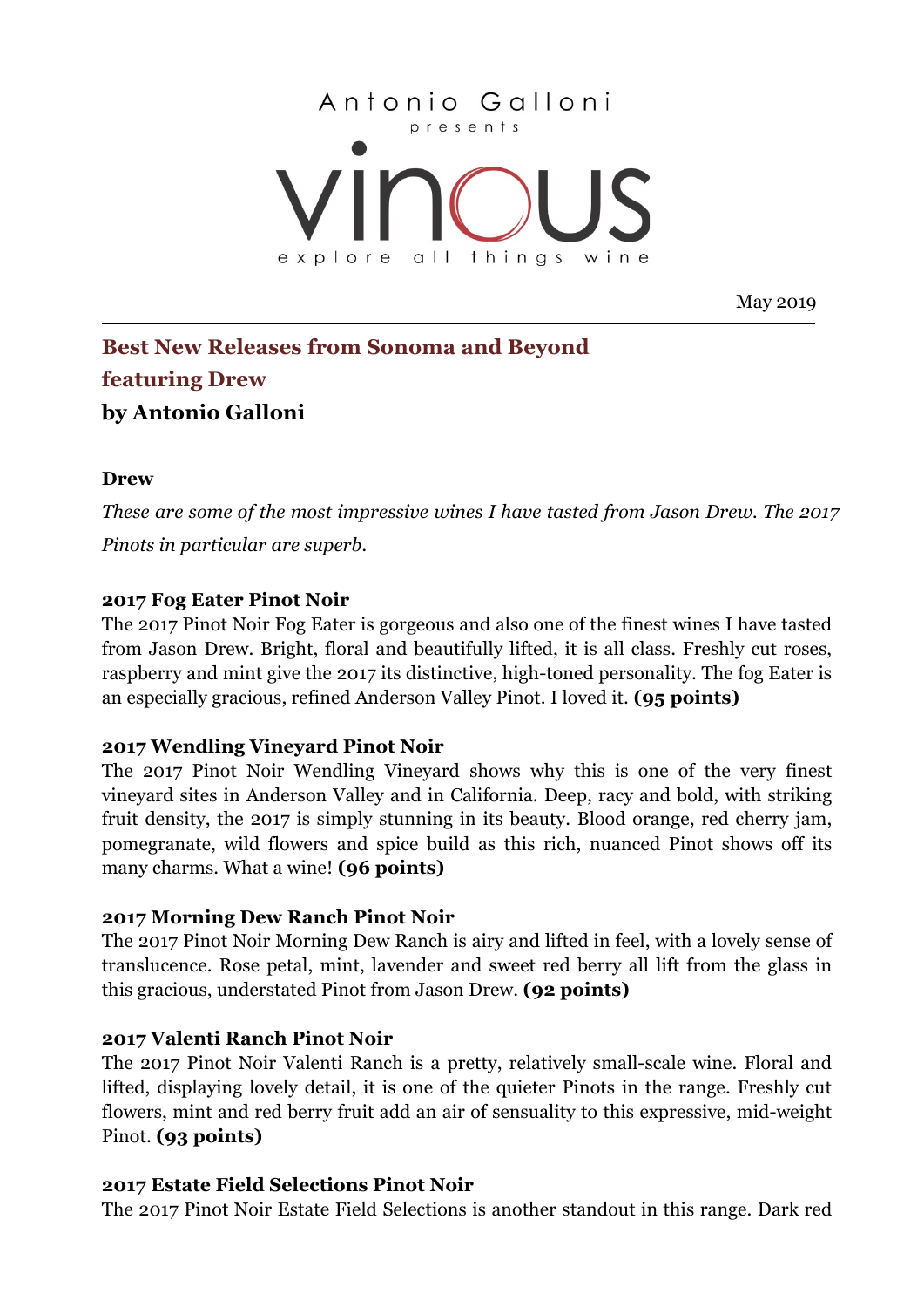Antonio Galloni

presents

vinous

explore all things wine

May 2019

## Best New Releases from Sonoma and Beyond featuring Drew

### by Antonio Galloni

**Drew**

*These are some of the most impressive wines I have tasted from Jason Drew. The 2017 Pinots in particular are superb.*

**2017 Fog Eater Pinot Noir**

The 2017 Pinot Noir Fog Eater is gorgeous and also one of the finest wines I have tasted from Jason Drew. Bright, floral and beautifully lifted, it is all class. Freshly cut roses, raspberry and mint give the 2017 its distinctive, high-toned personality. The fog Eater is an especially gracious, refined Anderson Valley Pinot. I loved it. **(95 points)**

**2017 Wendling Vineyard Pinot Noir**

The 2017 Pinot Noir Wendling Vineyard shows why this is one of the very finest vineyard sites in Anderson Valley and in California. Deep, racy and bold, with striking fruit density, the 2017 is simply stunning in its beauty. Blood orange, red cherry jam, pomegranate, wild flowers and spice build as this rich, nuanced Pinot shows off its many charms. What a wine! **(96 points)**

**2017 Morning Dew Ranch Pinot Noir**

The 2017 Pinot Noir Morning Dew Ranch is airy and lifted in feel, with a lovely sense of translucence. Rose petal, mint, lavender and sweet red berry all lift from the glass in this gracious, understated Pinot from Jason Drew. **(92 points)**

**2017 Valenti Ranch Pinot Noir**

The 2017 Pinot Noir Valenti Ranch is a pretty, relatively small-scale wine. Floral and lifted, displaying lovely detail, it is one of the quieter Pinots in the range. Freshly cut flowers, mint and red berry fruit add an air of sensuality to this expressive, mid-weight Pinot. **(93 points)**

**2017 Estate Field Selections Pinot Noir**

The 2017 Pinot Noir Estate Field Selections is another standout in this range. Dark red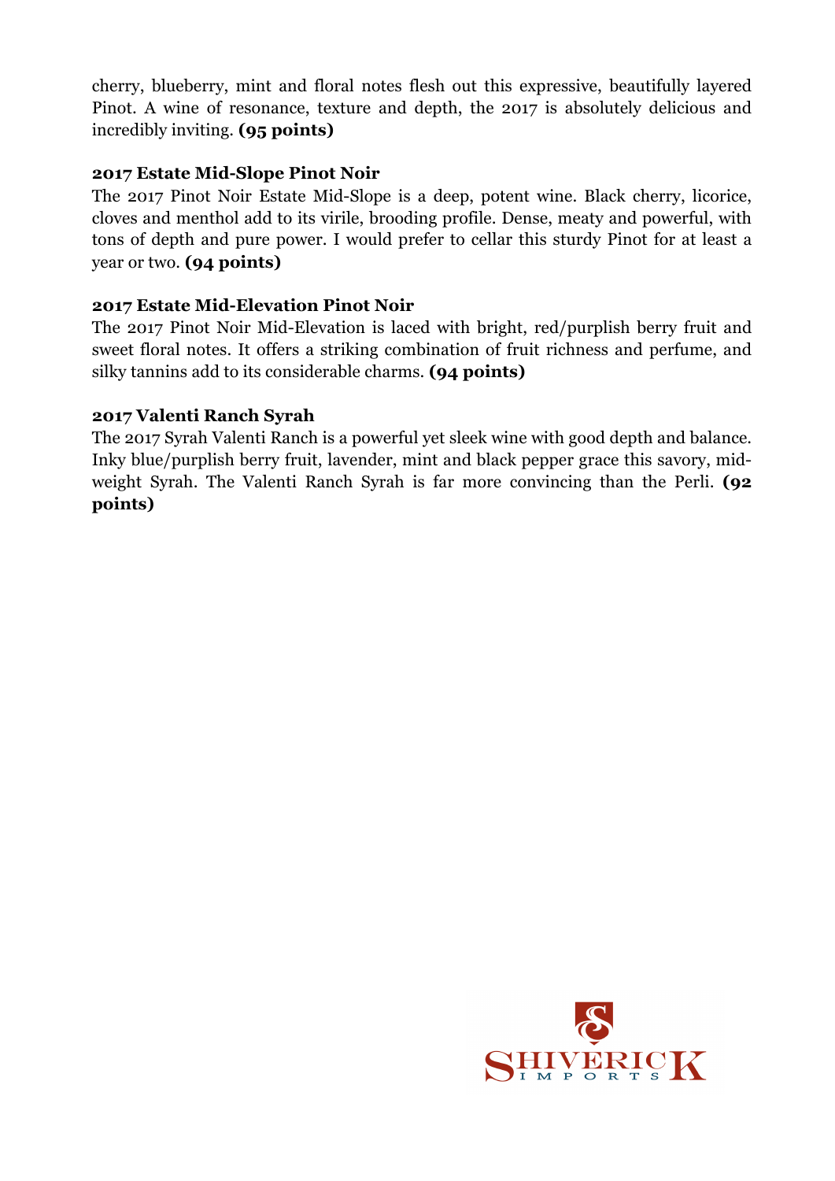cherry, blueberry, mint and floral notes flesh out this expressive, beautifully layered Pinot. A wine of resonance, texture and depth, the 2017 is absolutely delicious and incredibly inviting. **(95 points)**

### 2017 Estate Mid-Slope Pinot Noir

The 2017 Pinot Noir Estate Mid-Slope is a deep, potent wine. Black cherry, licorice, cloves and menthol add to its virile, brooding profile. Dense, meaty and powerful, with tons of depth and pure power. I would prefer to cellar this sturdy Pinot for at least a year or two. **(94 points)**

### 2017 Estate Mid-Elevation Pinot Noir

The 2017 Pinot Noir Mid-Elevation is laced with bright, red/purplish berry fruit and sweet floral notes. It offers a striking combination of fruit richness and perfume, and silky tannins add to its considerable charms. **(94 points)**

### 2017 Valenti Ranch Syrah

The 2017 Syrah Valenti Ranch is a powerful yet sleek wine with good depth and balance. Inky blue/purplish berry fruit, lavender, mint and black pepper grace this savory, mid-weight Syrah. The Valenti Ranch Syrah is far more convincing than the Perli. **(92 points)**